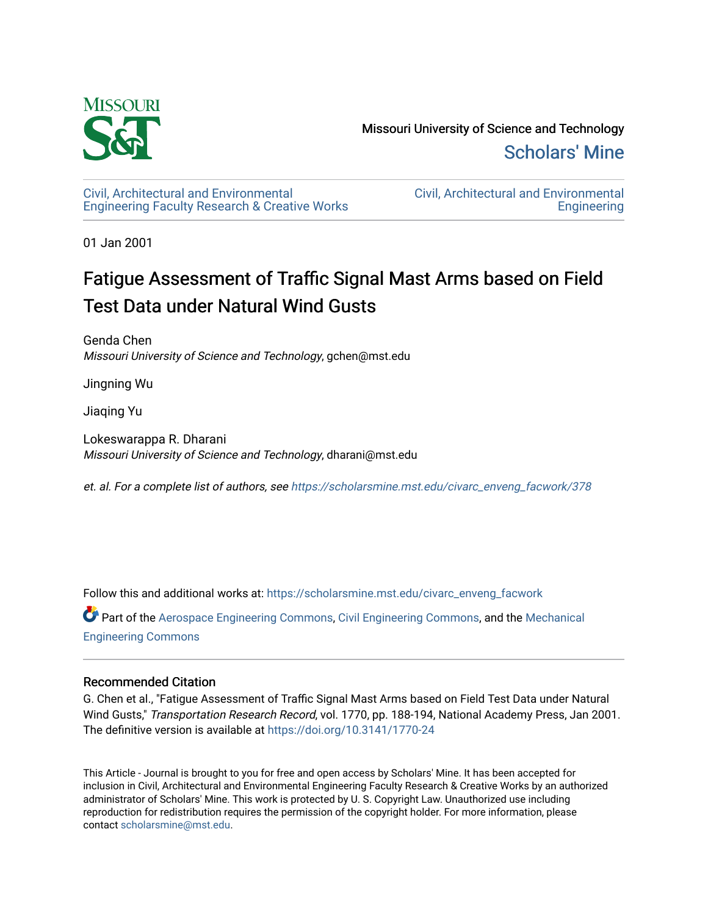Missouri University of Science and Technology

Scholars' Mine

Civil, Architectural and Environmental Engineering Faculty Research & Creative Works

Civil, Architectural and Environmental Engineering

01 Jan 2001

# Fatigue Assessment of Traffic Signal Mast Arms based on Field Test Data under Natural Wind Gusts

Genda Chen
*Missouri University of Science and Technology*, gchen@mst.edu

Jingning Wu

Jiaqing Yu

Lokeswarappa R. Dharani
*Missouri University of Science and Technology*, dharani@mst.edu

*et. al. For a complete list of authors, see* https://scholarsmine.mst.edu/civarc_enveng_facwork/378

Follow this and additional works at: https://scholarsmine.mst.edu/civarc_enveng_facwork

Part of the Aerospace Engineering Commons, Civil Engineering Commons, and the Mechanical Engineering Commons

## Recommended Citation

G. Chen et al., "Fatigue Assessment of Traffic Signal Mast Arms based on Field Test Data under Natural Wind Gusts," *Transportation Research Record*, vol. 1770, pp. 188-194, National Academy Press, Jan 2001.
The definitive version is available at https://doi.org/10.3141/1770-24

This Article - Journal is brought to you for free and open access by Scholars' Mine. It has been accepted for inclusion in Civil, Architectural and Environmental Engineering Faculty Research & Creative Works by an authorized administrator of Scholars' Mine. This work is protected by U. S. Copyright Law. Unauthorized use including reproduction for redistribution requires the permission of the copyright holder. For more information, please contact scholarsmine@mst.edu.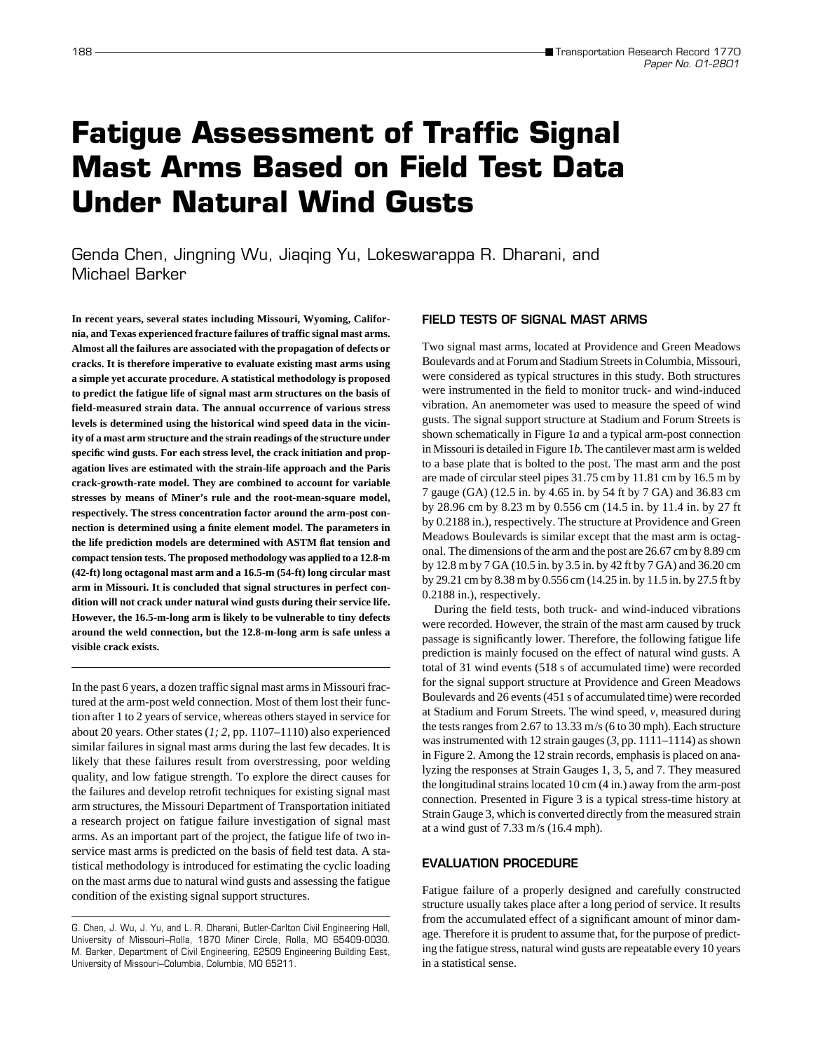# Fatigue Assessment of Traffic Signal Mast Arms Based on Field Test Data Under Natural Wind Gusts

Genda Chen, Jingning Wu, Jiaqing Yu, Lokeswarappa R. Dharani, and Michael Barker

**In recent years, several states including Missouri, Wyoming, California, and Texas experienced fracture failures of traffic signal mast arms. Almost all the failures are associated with the propagation of defects or cracks. It is therefore imperative to evaluate existing mast arms using a simple yet accurate procedure. A statistical methodology is proposed to predict the fatigue life of signal mast arm structures on the basis of field-measured strain data. The annual occurrence of various stress levels is determined using the historical wind speed data in the vicinity of a mast arm structure and the strain readings of the structure under specific wind gusts. For each stress level, the crack initiation and propagation lives are estimated with the strain-life approach and the Paris crack-growth-rate model. They are combined to account for variable stresses by means of Miner's rule and the root-mean-square model, respectively. The stress concentration factor around the arm-post connection is determined using a finite element model. The parameters in the life prediction models are determined with ASTM flat tension and compact tension tests. The proposed methodology was applied to a 12.8-m (42-ft) long octagonal mast arm and a 16.5-m (54-ft) long circular mast arm in Missouri. It is concluded that signal structures in perfect condition will not crack under natural wind gusts during their service life. However, the 16.5-m-long arm is likely to be vulnerable to tiny defects around the weld connection, but the 12.8-m-long arm is safe unless a visible crack exists.**

In the past 6 years, a dozen traffic signal mast arms in Missouri fractured at the arm-post weld connection. Most of them lost their function after 1 to 2 years of service, whereas others stayed in service for about 20 years. Other states (*1; 2*, pp. 1107–1110) also experienced similar failures in signal mast arms during the last few decades. It is likely that these failures result from overstressing, poor welding quality, and low fatigue strength. To explore the direct causes for the failures and develop retrofit techniques for existing signal mast arm structures, the Missouri Department of Transportation initiated a research project on fatigue failure investigation of signal mast arms. As an important part of the project, the fatigue life of two in-service mast arms is predicted on the basis of field test data. A statistical methodology is introduced for estimating the cyclic loading on the mast arms due to natural wind gusts and assessing the fatigue condition of the existing signal support structures.

G. Chen, J. Wu, J. Yu, and L. R. Dharani, Butler-Carlton Civil Engineering Hall, University of Missouri–Rolla, 1870 Miner Circle, Rolla, MO 65409-0030. M. Barker, Department of Civil Engineering, E2509 Engineering Building East, University of Missouri–Columbia, Columbia, MO 65211.

## FIELD TESTS OF SIGNAL MAST ARMS

Two signal mast arms, located at Providence and Green Meadows Boulevards and at Forum and Stadium Streets in Columbia, Missouri, were considered as typical structures in this study. Both structures were instrumented in the field to monitor truck- and wind-induced vibration. An anemometer was used to measure the speed of wind gusts. The signal support structure at Stadium and Forum Streets is shown schematically in Figure 1*a* and a typical arm-post connection in Missouri is detailed in Figure 1*b.* The cantilever mast arm is welded to a base plate that is bolted to the post. The mast arm and the post are made of circular steel pipes 31.75 cm by 11.81 cm by 16.5 m by 7 gauge (GA) (12.5 in. by 4.65 in. by 54 ft by 7 GA) and 36.83 cm by 28.96 cm by 8.23 m by 0.556 cm (14.5 in. by 11.4 in. by 27 ft by 0.2188 in.), respectively. The structure at Providence and Green Meadows Boulevards is similar except that the mast arm is octagonal. The dimensions of the arm and the post are 26.67 cm by 8.89 cm by 12.8 m by 7 GA (10.5 in. by 3.5 in. by 42 ft by 7 GA) and 36.20 cm by 29.21 cm by 8.38 m by 0.556 cm (14.25 in. by 11.5 in. by 27.5 ft by 0.2188 in.), respectively.

During the field tests, both truck- and wind-induced vibrations were recorded. However, the strain of the mast arm caused by truck passage is significantly lower. Therefore, the following fatigue life prediction is mainly focused on the effect of natural wind gusts. A total of 31 wind events (518 s of accumulated time) were recorded for the signal support structure at Providence and Green Meadows Boulevards and 26 events (451 s of accumulated time) were recorded at Stadium and Forum Streets. The wind speed, *v*, measured during the tests ranges from 2.67 to 13.33 m/s (6 to 30 mph). Each structure was instrumented with 12 strain gauges (*3*, pp. 1111–1114) as shown in Figure 2. Among the 12 strain records, emphasis is placed on analyzing the responses at Strain Gauges 1, 3, 5, and 7. They measured the longitudinal strains located 10 cm (4 in.) away from the arm-post connection. Presented in Figure 3 is a typical stress-time history at Strain Gauge 3, which is converted directly from the measured strain at a wind gust of 7.33 m/s (16.4 mph).

## EVALUATION PROCEDURE

Fatigue failure of a properly designed and carefully constructed structure usually takes place after a long period of service. It results from the accumulated effect of a significant amount of minor damage. Therefore it is prudent to assume that, for the purpose of predicting the fatigue stress, natural wind gusts are repeatable every 10 years in a statistical sense.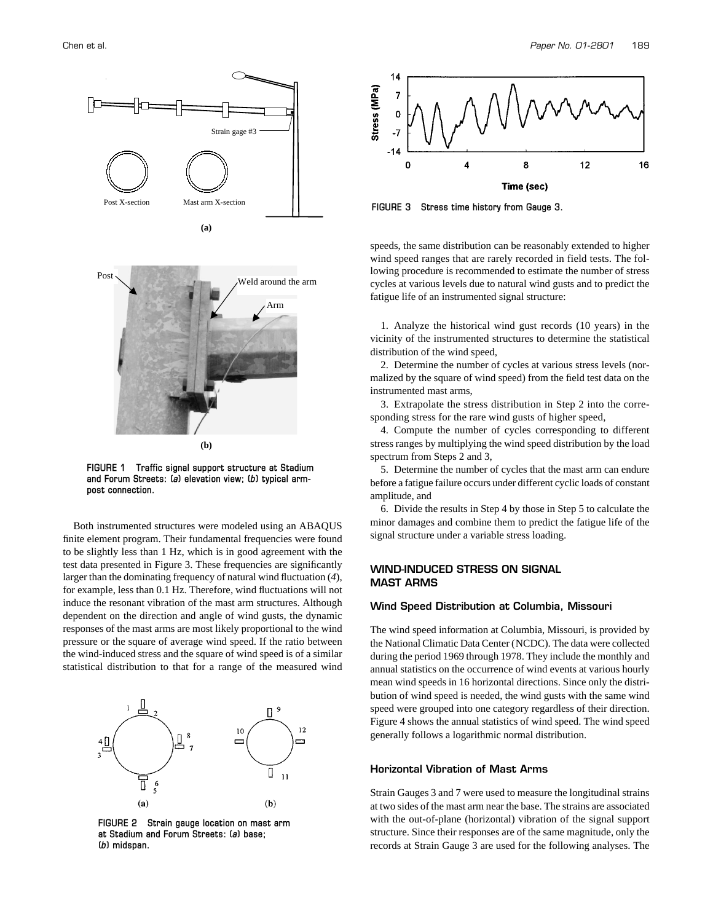FIGURE 1 Traffic signal support structure at Stadium and Forum Streets: (*a*) elevation view; (*b*) typical arm-post connection.

Both instrumented structures were modeled using an ABAQUS finite element program. Their fundamental frequencies were found to be slightly less than 1 Hz, which is in good agreement with the test data presented in Figure 3. These frequencies are significantly larger than the dominating frequency of natural wind fluctuation (*4*), for example, less than 0.1 Hz. Therefore, wind fluctuations will not induce the resonant vibration of the mast arm structures. Although dependent on the direction and angle of wind gusts, the dynamic responses of the mast arms are most likely proportional to the wind pressure or the square of average wind speed. If the ratio between the wind-induced stress and the square of wind speed is of a similar statistical distribution to that for a range of the measured wind speeds, the same distribution can be reasonably extended to higher wind speed ranges that are rarely recorded in field tests. The following procedure is recommended to estimate the number of stress cycles at various levels due to natural wind gusts and to predict the fatigue life of an instrumented signal structure:

FIGURE 2 Strain gauge location on mast arm at Stadium and Forum Streets: (*a*) base; (*b*) midspan.

FIGURE 3 Stress time history from Gauge 3.

1. Analyze the historical wind gust records (10 years) in the vicinity of the instrumented structures to determine the statistical distribution of the wind speed,
2. Determine the number of cycles at various stress levels (normalized by the square of wind speed) from the field test data on the instrumented mast arms,
3. Extrapolate the stress distribution in Step 2 into the corresponding stress for the rare wind gusts of higher speed,
4. Compute the number of cycles corresponding to different stress ranges by multiplying the wind speed distribution by the load spectrum from Steps 2 and 3,
5. Determine the number of cycles that the mast arm can endure before a fatigue failure occurs under different cyclic loads of constant amplitude, and
6. Divide the results in Step 4 by those in Step 5 to calculate the minor damages and combine them to predict the fatigue life of the signal structure under a variable stress loading.

## WIND-INDUCED STRESS ON SIGNAL MAST ARMS

### Wind Speed Distribution at Columbia, Missouri

The wind speed information at Columbia, Missouri, is provided by the National Climatic Data Center (NCDC). The data were collected during the period 1969 through 1978. They include the monthly and annual statistics on the occurrence of wind events at various hourly mean wind speeds in 16 horizontal directions. Since only the distribution of wind speed is needed, the wind gusts with the same wind speed were grouped into one category regardless of their direction. Figure 4 shows the annual statistics of wind speed. The wind speed generally follows a logarithmic normal distribution.

### Horizontal Vibration of Mast Arms

Strain Gauges 3 and 7 were used to measure the longitudinal strains at two sides of the mast arm near the base. The strains are associated with the out-of-plane (horizontal) vibration of the signal support structure. Since their responses are of the same magnitude, only the records at Strain Gauge 3 are used for the following analyses. The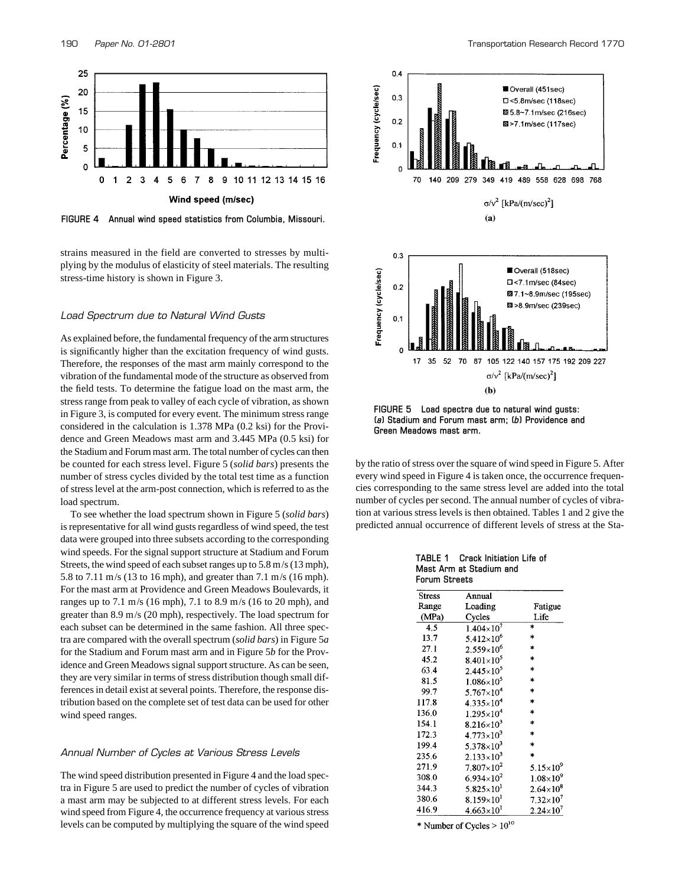FIGURE 4 Annual wind speed statistics from Columbia, Missouri.

strains measured in the field are converted to stresses by multiplying by the modulus of elasticity of steel materials. The resulting stress-time history is shown in Figure 3.

### Load Spectrum due to Natural Wind Gusts

As explained before, the fundamental frequency of the arm structures is significantly higher than the excitation frequency of wind gusts. Therefore, the responses of the mast arm mainly correspond to the vibration of the fundamental mode of the structure as observed from the field tests. To determine the fatigue load on the mast arm, the stress range from peak to valley of each cycle of vibration, as shown in Figure 3, is computed for every event. The minimum stress range considered in the calculation is 1.378 MPa (0.2 ksi) for the Providence and Green Meadows mast arm and 3.445 MPa (0.5 ksi) for the Stadium and Forum mast arm. The total number of cycles can then be counted for each stress level. Figure 5 (*solid bars*) presents the number of stress cycles divided by the total test time as a function of stress level at the arm-post connection, which is referred to as the load spectrum.

To see whether the load spectrum shown in Figure 5 (*solid bars*) is representative for all wind gusts regardless of wind speed, the test data were grouped into three subsets according to the corresponding wind speeds. For the signal support structure at Stadium and Forum Streets, the wind speed of each subset ranges up to 5.8 m/s (13 mph), 5.8 to 7.11 m/s (13 to 16 mph), and greater than 7.1 m/s (16 mph). For the mast arm at Providence and Green Meadows Boulevards, it ranges up to 7.1 m/s (16 mph), 7.1 to 8.9 m/s (16 to 20 mph), and greater than 8.9 m/s (20 mph), respectively. The load spectrum for each subset can be determined in the same fashion. All three spectra are compared with the overall spectrum (*solid bars*) in Figure 5*a* for the Stadium and Forum mast arm and in Figure 5*b* for the Providence and Green Meadows signal support structure. As can be seen, they are very similar in terms of stress distribution though small differences in detail exist at several points. Therefore, the response distribution based on the complete set of test data can be used for other wind speed ranges.

### Annual Number of Cycles at Various Stress Levels

The wind speed distribution presented in Figure 4 and the load spectra in Figure 5 are used to predict the number of cycles of vibration a mast arm may be subjected to at different stress levels. For each wind speed from Figure 4, the occurrence frequency at various stress levels can be computed by multiplying the square of the wind speed by the ratio of stress over the square of wind speed in Figure 5. After every wind speed in Figure 4 is taken once, the occurrence frequencies corresponding to the same stress level are added into the total number of cycles per second. The annual number of cycles of vibration at various stress levels is then obtained. Tables 1 and 2 give the predicted annual occurrence of different levels of stress at the Sta-

FIGURE 5 Load spectra due to natural wind gusts: (*a*) Stadium and Forum mast arm; (*b*) Providence and Green Meadows mast arm.

TABLE 1 Crack Initiation Life of Mast Arm at Stadium and Forum Streets

| Stress Range (MPa) | Annual Loading Cycles | Fatigue Life |
|---|---|---|
| 4.5 | $1.404\times10^{7}$ | * |
| 13.7 | $5.412\times10^{6}$ | * |
| 27.1 | $2.559\times10^{6}$ | * |
| 45.2 | $8.401\times10^{5}$ | * |
| 63.4 | $2.445\times10^{5}$ | * |
| 81.5 | $1.086\times10^{5}$ | * |
| 99.7 | $5.767\times10^{4}$ | * |
| 117.8 | $4.335\times10^{4}$ | * |
| 136.0 | $1.295\times10^{4}$ | * |
| 154.1 | $8.216\times10^{3}$ | * |
| 172.3 | $4.773\times10^{3}$ | * |
| 199.4 | $5.378\times10^{3}$ | * |
| 235.6 | $2.133\times10^{3}$ | * |
| 271.9 | $7.807\times10^{2}$ | $5.15\times10^{9}$ |
| 308.0 | $6.934\times10^{2}$ | $1.08\times10^{9}$ |
| 344.3 | $5.825\times10^{1}$ | $2.64\times10^{8}$ |
| 380.6 | $8.159\times10^{1}$ | $7.32\times10^{7}$ |
| 416.9 | $4.663\times10^{1}$ | $2.24\times10^{7}$ |

* Number of Cycles > $10^{10}$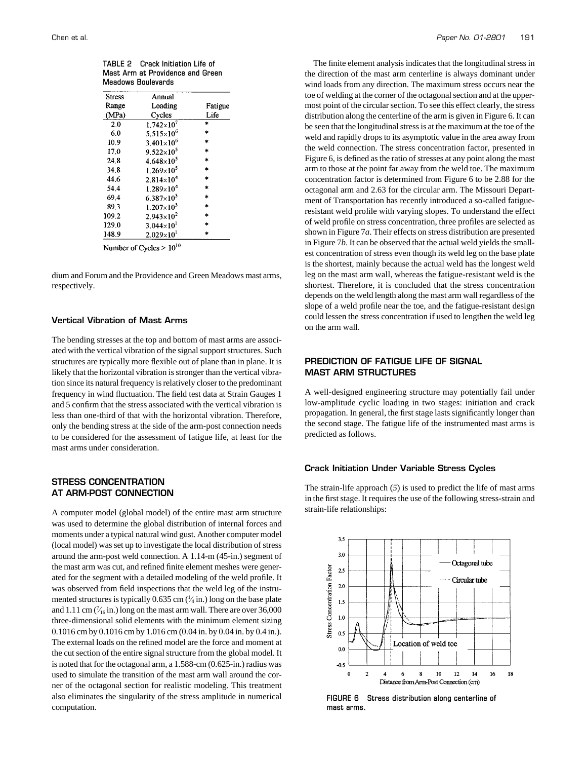TABLE 2 Crack Initiation Life of Mast Arm at Providence and Green Meadows Boulevards

| Stress Range (MPa) | Annual Loading Cycles | Fatigue Life |
|---|---|---|
| 2.0 | $1.742\times10^7$ | * |
| 6.0 | $5.515\times10^6$ | * |
| 10.9 | $3.401\times10^6$ | * |
| 17.0 | $9.522\times10^5$ | * |
| 24.8 | $4.648\times10^5$ | * |
| 34.8 | $1.269\times10^5$ | * |
| 44.6 | $2.814\times10^4$ | * |
| 54.4 | $1.289\times10^4$ | * |
| 69.4 | $6.387\times10^3$ | * |
| 89.3 | $1.207\times10^3$ | * |
| 109.2 | $2.943\times10^2$ | * |
| 129.0 | $3.044\times10^1$ | * |
| 148.9 | $2.029\times10^1$ | * |

Number of Cycles > $10^{10}$

dium and Forum and the Providence and Green Meadows mast arms, respectively.

### Vertical Vibration of Mast Arms

The bending stresses at the top and bottom of mast arms are associated with the vertical vibration of the signal support structures. Such structures are typically more flexible out of plane than in plane. It is likely that the horizontal vibration is stronger than the vertical vibration since its natural frequency is relatively closer to the predominant frequency in wind fluctuation. The field test data at Strain Gauges 1 and 5 confirm that the stress associated with the vertical vibration is less than one-third of that with the horizontal vibration. Therefore, only the bending stress at the side of the arm-post connection needs to be considered for the assessment of fatigue life, at least for the mast arms under consideration.

## STRESS CONCENTRATION AT ARM-POST CONNECTION

A computer model (global model) of the entire mast arm structure was used to determine the global distribution of internal forces and moments under a typical natural wind gust. Another computer model (local model) was set up to investigate the local distribution of stress around the arm-post weld connection. A 1.14-m (45-in.) segment of the mast arm was cut, and refined finite element meshes were generated for the segment with a detailed modeling of the weld profile. It was observed from field inspections that the weld leg of the instrumented structures is typically 0.635 cm (¼ in.) long on the base plate and 1.11 cm (7⁄16 in.) long on the mast arm wall. There are over 36,000 three-dimensional solid elements with the minimum element sizing 0.1016 cm by 0.1016 cm by 1.016 cm (0.04 in. by 0.04 in. by 0.4 in.). The external loads on the refined model are the force and moment at the cut section of the entire signal structure from the global model. It is noted that for the octagonal arm, a 1.588-cm (0.625-in.) radius was used to simulate the transition of the mast arm wall around the corner of the octagonal section for realistic modeling. This treatment also eliminates the singularity of the stress amplitude in numerical computation.

The finite element analysis indicates that the longitudinal stress in the direction of the mast arm centerline is always dominant under wind loads from any direction. The maximum stress occurs near the toe of welding at the corner of the octagonal section and at the uppermost point of the circular section. To see this effect clearly, the stress distribution along the centerline of the arm is given in Figure 6. It can be seen that the longitudinal stress is at the maximum at the toe of the weld and rapidly drops to its asymptotic value in the area away from the weld connection. The stress concentration factor, presented in Figure 6, is defined as the ratio of stresses at any point along the mast arm to those at the point far away from the weld toe. The maximum concentration factor is determined from Figure 6 to be 2.88 for the octagonal arm and 2.63 for the circular arm. The Missouri Department of Transportation has recently introduced a so-called fatigue-resistant weld profile with varying slopes. To understand the effect of weld profile on stress concentration, three profiles are selected as shown in Figure 7*a*. Their effects on stress distribution are presented in Figure 7*b*. It can be observed that the actual weld yields the smallest concentration of stress even though its weld leg on the base plate is the shortest, mainly because the actual weld has the longest weld leg on the mast arm wall, whereas the fatigue-resistant weld is the shortest. Therefore, it is concluded that the stress concentration depends on the weld length along the mast arm wall regardless of the slope of a weld profile near the toe, and the fatigue-resistant design could lessen the stress concentration if used to lengthen the weld leg on the arm wall.

## PREDICTION OF FATIGUE LIFE OF SIGNAL MAST ARM STRUCTURES

A well-designed engineering structure may potentially fail under low-amplitude cyclic loading in two stages: initiation and crack propagation. In general, the first stage lasts significantly longer than the second stage. The fatigue life of the instrumented mast arms is predicted as follows.

### Crack Initiation Under Variable Stress Cycles

The strain-life approach (*5*) is used to predict the life of mast arms in the first stage. It requires the use of the following stress-strain and strain-life relationships:

FIGURE 6 Stress distribution along centerline of mast arms.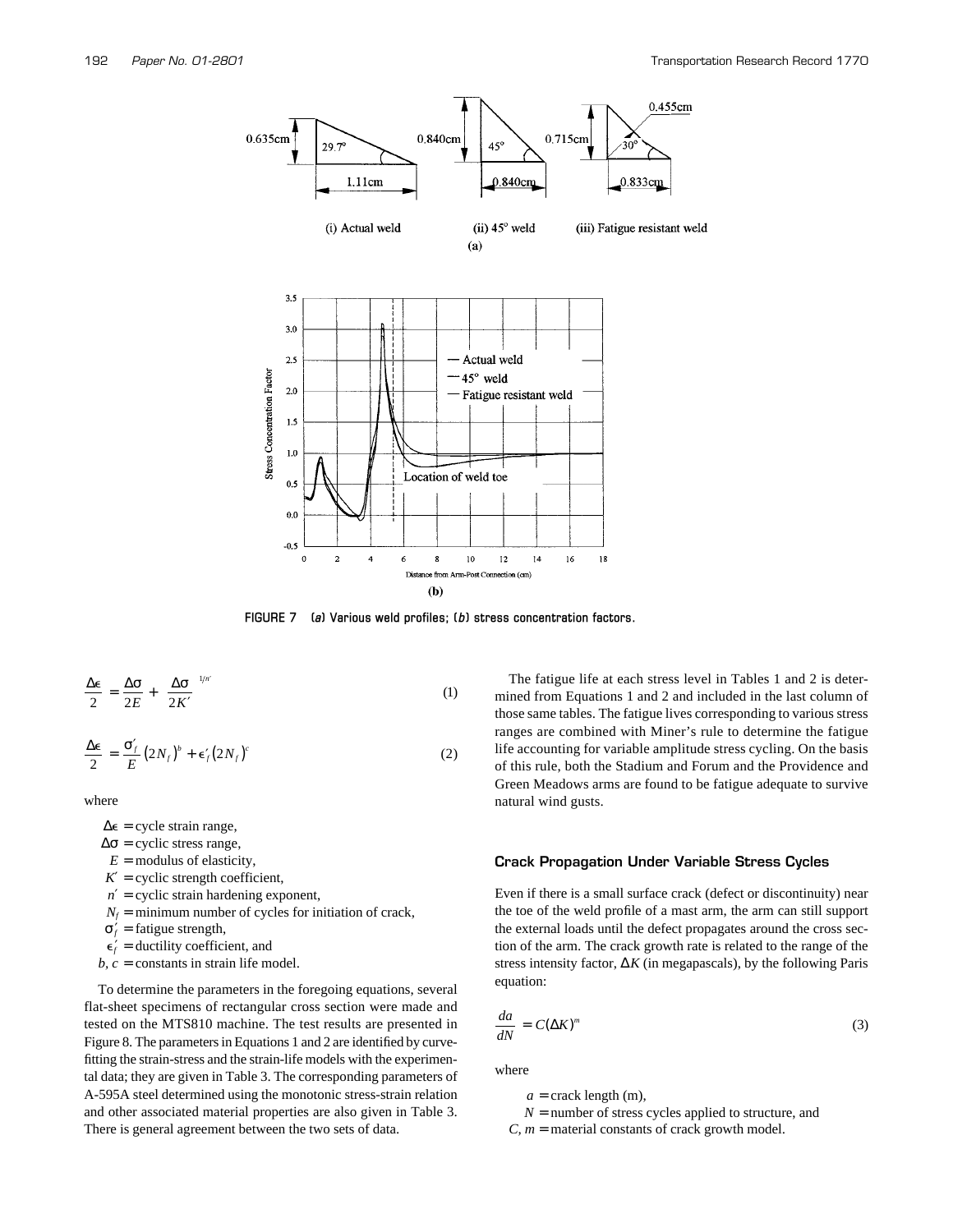FIGURE 7 (a) Various weld profiles; (b) stress concentration factors.

$$\frac{\Delta\epsilon}{2} = \frac{\Delta\sigma}{2E} + \left(\frac{\Delta\sigma}{2K'}\right)^{1/n'} \tag{1}$$

$$\frac{\Delta\epsilon}{2} = \frac{\sigma_f'}{E}\left(2N_f\right)^b + \epsilon_f'\left(2N_f\right)^c \tag{2}$$

where

- $\Delta\epsilon$ = cycle strain range,
- $\Delta\sigma$ = cyclic stress range,
- $E$ = modulus of elasticity,
- $K'$ = cyclic strength coefficient,
- $n'$ = cyclic strain hardening exponent,
- $N_f$ = minimum number of cycles for initiation of crack,
- $\sigma_f'$ = fatigue strength,
- $\epsilon_f'$ = ductility coefficient, and
- $b$, $c$ = constants in strain life model.

To determine the parameters in the foregoing equations, several flat-sheet specimens of rectangular cross section were made and tested on the MTS810 machine. The test results are presented in Figure 8. The parameters in Equations 1 and 2 are identified by curve-fitting the strain-stress and the strain-life models with the experimental data; they are given in Table 3. The corresponding parameters of A-595A steel determined using the monotonic stress-strain relation and other associated material properties are also given in Table 3. There is general agreement between the two sets of data.

The fatigue life at each stress level in Tables 1 and 2 is determined from Equations 1 and 2 and included in the last column of those same tables. The fatigue lives corresponding to various stress ranges are combined with Miner's rule to determine the fatigue life accounting for variable amplitude stress cycling. On the basis of this rule, both the Stadium and Forum and the Providence and Green Meadows arms are found to be fatigue adequate to survive natural wind gusts.

### Crack Propagation Under Variable Stress Cycles

Even if there is a small surface crack (defect or discontinuity) near the toe of the weld profile of a mast arm, the arm can still support the external loads until the defect propagates around the cross section of the arm. The crack growth rate is related to the range of the stress intensity factor, $\Delta K$ (in megapascals), by the following Paris equation:

$$\frac{da}{dN} = C(\Delta K)^m \tag{3}$$

where

- $a$ = crack length (m),
- $N$ = number of stress cycles applied to structure, and
- $C$, $m$ = material constants of crack growth model.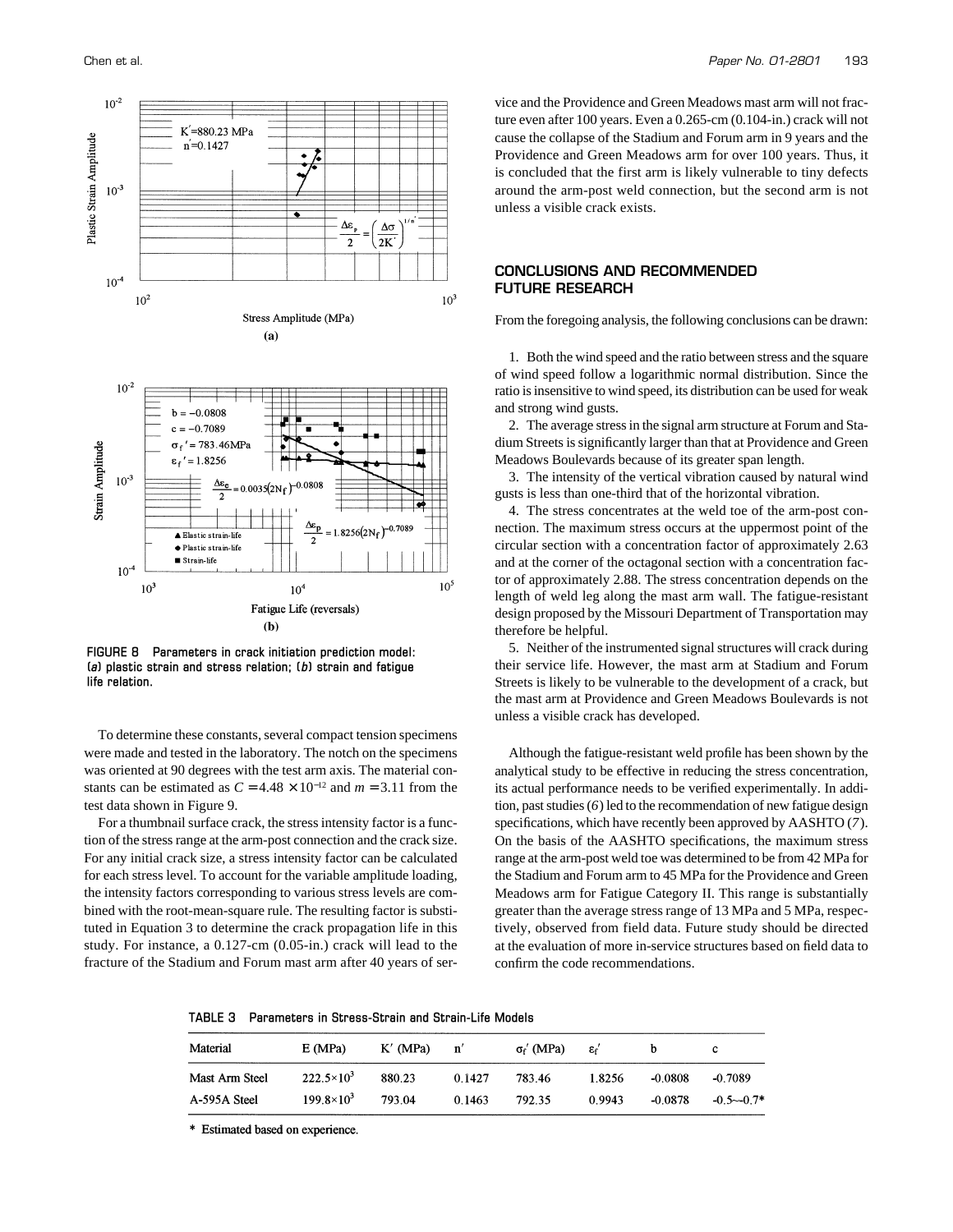FIGURE 8 Parameters in crack initiation prediction model: (a) plastic strain and stress relation; (b) strain and fatigue life relation.

To determine these constants, several compact tension specimens were made and tested in the laboratory. The notch on the specimens was oriented at 90 degrees with the test arm axis. The material constants can be estimated as $C = 4.48 \times 10^{-12}$ and $m = 3.11$ from the test data shown in Figure 9.

For a thumbnail surface crack, the stress intensity factor is a function of the stress range at the arm-post connection and the crack size. For any initial crack size, a stress intensity factor can be calculated for each stress level. To account for the variable amplitude loading, the intensity factors corresponding to various stress levels are combined with the root-mean-square rule. The resulting factor is substituted in Equation 3 to determine the crack propagation life in this study. For instance, a 0.127-cm (0.05-in.) crack will lead to the fracture of the Stadium and Forum mast arm after 40 years of service and the Providence and Green Meadows mast arm will not fracture even after 100 years. Even a 0.265-cm (0.104-in.) crack will not cause the collapse of the Stadium and Forum arm in 9 years and the Providence and Green Meadows arm for over 100 years. Thus, it is concluded that the first arm is likely vulnerable to tiny defects around the arm-post weld connection, but the second arm is not unless a visible crack exists.

## CONCLUSIONS AND RECOMMENDED FUTURE RESEARCH

From the foregoing analysis, the following conclusions can be drawn:

1. Both the wind speed and the ratio between stress and the square of wind speed follow a logarithmic normal distribution. Since the ratio is insensitive to wind speed, its distribution can be used for weak and strong wind gusts.
2. The average stress in the signal arm structure at Forum and Stadium Streets is significantly larger than that at Providence and Green Meadows Boulevards because of its greater span length.
3. The intensity of the vertical vibration caused by natural wind gusts is less than one-third that of the horizontal vibration.
4. The stress concentrates at the weld toe of the arm-post connection. The maximum stress occurs at the uppermost point of the circular section with a concentration factor of approximately 2.63 and at the corner of the octagonal section with a concentration factor of approximately 2.88. The stress concentration depends on the length of weld leg along the mast arm wall. The fatigue-resistant design proposed by the Missouri Department of Transportation may therefore be helpful.
5. Neither of the instrumented signal structures will crack during their service life. However, the mast arm at Stadium and Forum Streets is likely to be vulnerable to the development of a crack, but the mast arm at Providence and Green Meadows Boulevards is not unless a visible crack has developed.

Although the fatigue-resistant weld profile has been shown by the analytical study to be effective in reducing the stress concentration, its actual performance needs to be verified experimentally. In addition, past studies (*6*) led to the recommendation of new fatigue design specifications, which have recently been approved by AASHTO (*7*). On the basis of the AASHTO specifications, the maximum stress range at the arm-post weld toe was determined to be from 42 MPa for the Stadium and Forum arm to 45 MPa for the Providence and Green Meadows arm for Fatigue Category II. This range is substantially greater than the average stress range of 13 MPa and 5 MPa, respectively, observed from field data. Future study should be directed at the evaluation of more in-service structures based on field data to confirm the code recommendations.

TABLE 3 Parameters in Stress-Strain and Strain-Life Models

| Material | E (MPa) | K′ (MPa) | n′ | $\sigma_f'$ (MPa) | $\varepsilon_f'$ | b | c |
|---|---|---|---|---|---|---|---|
| Mast Arm Steel | $222.5\times10^3$ | 880.23 | 0.1427 | 783.46 | 1.8256 | -0.0808 | -0.7089 |
| A-595A Steel | $199.8\times10^3$ | 793.04 | 0.1463 | 792.35 | 0.9943 | -0.0878 | -0.5~-0.7* |

\* Estimated based on experience.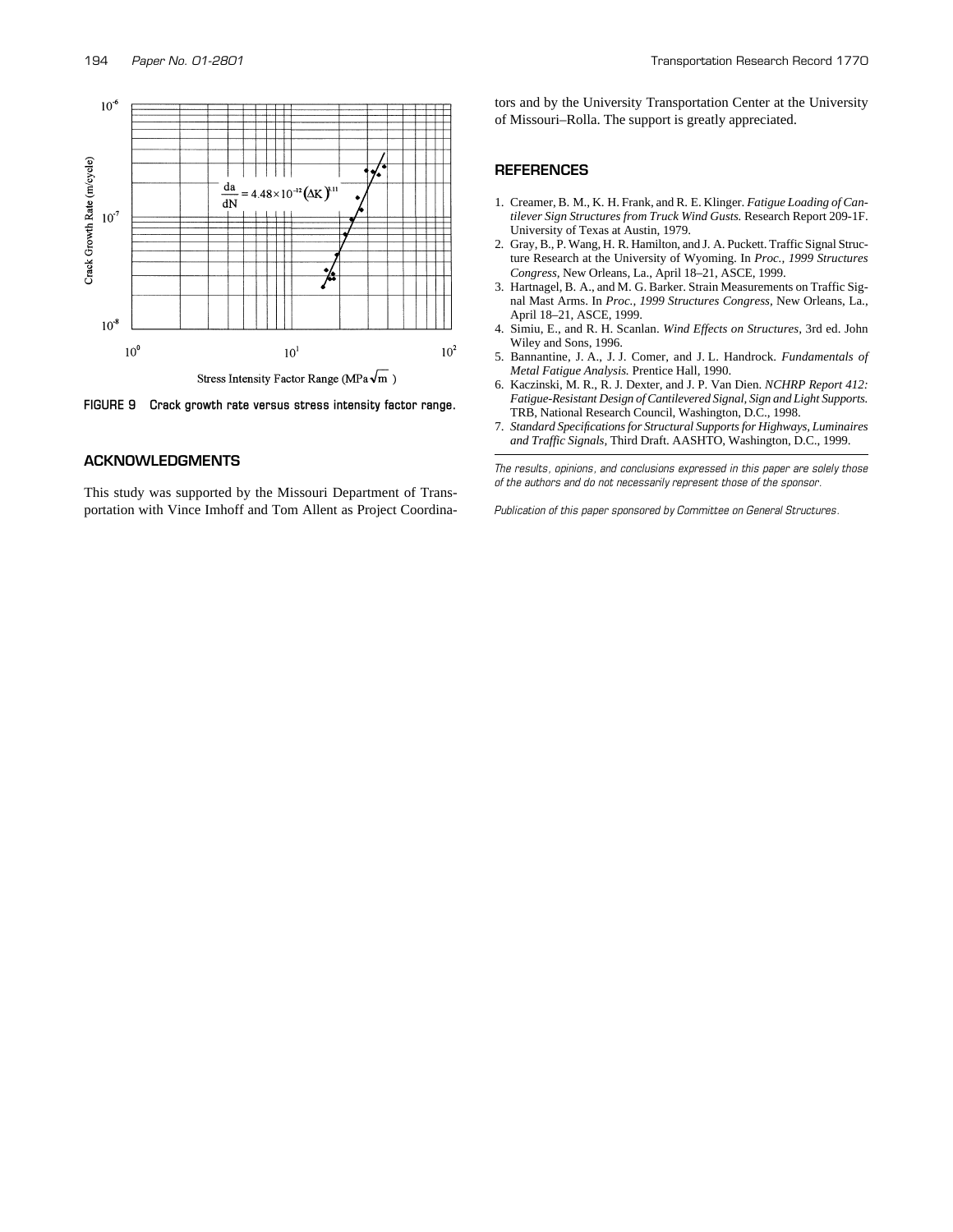$10^{-6}$

$\frac{da}{dN} = 4.48\times10^{-12}(\Delta K)^{3.11}$

$10^{-7}$

$10^{-8}$

Crack Growth Rate (m/cycle)

$10^{0}$

$10^{1}$

$10^{2}$

Stress Intensity Factor Range (MPa $\sqrt{m}$ )

**FIGURE 9 Crack growth rate versus stress intensity factor range.**

## ACKNOWLEDGMENTS

This study was supported by the Missouri Department of Transportation with Vince Imhoff and Tom Allent as Project Coordinators and by the University Transportation Center at the University of Missouri–Rolla. The support is greatly appreciated.

## REFERENCES

1. Creamer, B. M., K. H. Frank, and R. E. Klinger. *Fatigue Loading of Cantilever Sign Structures from Truck Wind Gusts.* Research Report 209-1F. University of Texas at Austin, 1979.
2. Gray, B., P. Wang, H. R. Hamilton, and J. A. Puckett. Traffic Signal Structure Research at the University of Wyoming. In *Proc., 1999 Structures Congress,* New Orleans, La., April 18–21, ASCE, 1999.
3. Hartnagel, B. A., and M. G. Barker. Strain Measurements on Traffic Signal Mast Arms. In *Proc., 1999 Structures Congress,* New Orleans, La., April 18–21, ASCE, 1999.
4. Simiu, E., and R. H. Scanlan. *Wind Effects on Structures,* 3rd ed. John Wiley and Sons, 1996.
5. Bannantine, J. A., J. J. Comer, and J. L. Handrock. *Fundamentals of Metal Fatigue Analysis.* Prentice Hall, 1990.
6. Kaczinski, M. R., R. J. Dexter, and J. P. Van Dien. *NCHRP Report 412: Fatigue-Resistant Design of Cantilevered Signal, Sign and Light Supports.* TRB, National Research Council, Washington, D.C., 1998.
7. *Standard Specifications for Structural Supports for Highways, Luminaires and Traffic Signals,* Third Draft. AASHTO, Washington, D.C., 1999.

*The results, opinions, and conclusions expressed in this paper are solely those of the authors and do not necessarily represent those of the sponsor.*

*Publication of this paper sponsored by Committee on General Structures.*